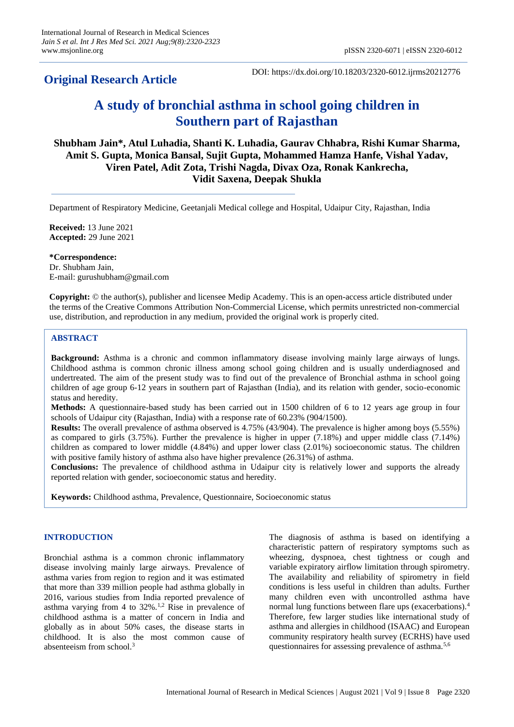**Original Research Article**

DOI: https://dx.doi.org/10.18203/2320-6012.ijrms20212776

# A study of bronchial asthma in school going children in Southern part of Rajasthan

**Shubham Jain*, Atul Luhadia, Shanti K. Luhadia, Gaurav Chhabra, Rishi Kumar Sharma, Amit S. Gupta, Monica Bansal, Sujit Gupta, Mohammed Hamza Hanfe, Vishal Yadav, Viren Patel, Adit Zota, Trishi Nagda, Divax Oza, Ronak Kankrecha, Vidit Saxena, Deepak Shukla**

Department of Respiratory Medicine, Geetanjali Medical college and Hospital, Udaipur City, Rajasthan, India

**Received:** 13 June 2021
**Accepted:** 29 June 2021

***Correspondence:**
Dr. Shubham Jain,
E-mail: gurushubham@gmail.com

**Copyright:** © the author(s), publisher and licensee Medip Academy. This is an open-access article distributed under the terms of the Creative Commons Attribution Non-Commercial License, which permits unrestricted non-commercial use, distribution, and reproduction in any medium, provided the original work is properly cited.

## ABSTRACT

**Background:** Asthma is a chronic and common inflammatory disease involving mainly large airways of lungs. Childhood asthma is common chronic illness among school going children and is usually underdiagnosed and undertreated. The aim of the present study was to find out of the prevalence of Bronchial asthma in school going children of age group 6-12 years in southern part of Rajasthan (India), and its relation with gender, socio-economic status and heredity.

**Methods:** A questionnaire-based study has been carried out in 1500 children of 6 to 12 years age group in four schools of Udaipur city (Rajasthan, India) with a response rate of 60.23% (904/1500).

**Results:** The overall prevalence of asthma observed is 4.75% (43/904). The prevalence is higher among boys (5.55%) as compared to girls (3.75%). Further the prevalence is higher in upper (7.18%) and upper middle class (7.14%) children as compared to lower middle (4.84%) and upper lower class (2.01%) socioeconomic status. The children with positive family history of asthma also have higher prevalence (26.31%) of asthma.

**Conclusions:** The prevalence of childhood asthma in Udaipur city is relatively lower and supports the already reported relation with gender, socioeconomic status and heredity.

**Keywords:** Childhood asthma, Prevalence, Questionnaire, Socioeconomic status

## INTRODUCTION

Bronchial asthma is a common chronic inflammatory disease involving mainly large airways. Prevalence of asthma varies from region to region and it was estimated that more than 339 million people had asthma globally in 2016, various studies from India reported prevalence of asthma varying from 4 to 32%.[1,2] Rise in prevalence of childhood asthma is a matter of concern in India and globally as in about 50% cases, the disease starts in childhood. It is also the most common cause of absenteeism from school.[3]

The diagnosis of asthma is based on identifying a characteristic pattern of respiratory symptoms such as wheezing, dyspnoea, chest tightness or cough and variable expiratory airflow limitation through spirometry. The availability and reliability of spirometry in field conditions is less useful in children than adults. Further many children even with uncontrolled asthma have normal lung functions between flare ups (exacerbations).[4] Therefore, few larger studies like international study of asthma and allergies in childhood (ISAAC) and European community respiratory health survey (ECRHS) have used questionnaires for assessing prevalence of asthma.[5,6]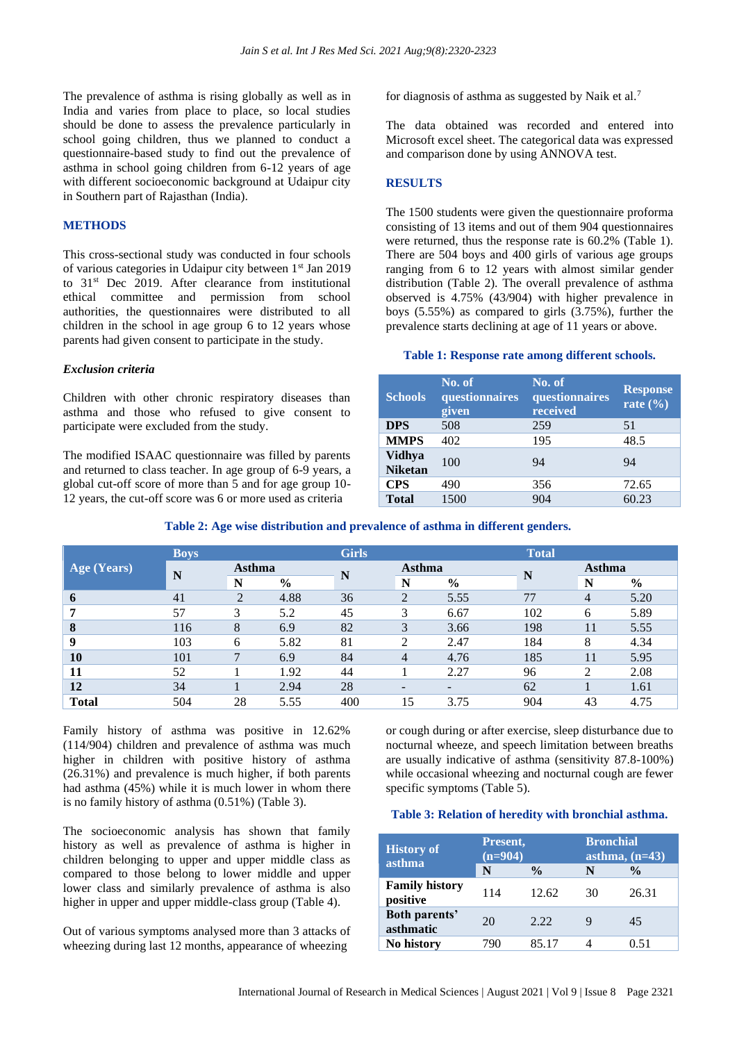The prevalence of asthma is rising globally as well as in India and varies from place to place, so local studies should be done to assess the prevalence particularly in school going children, thus we planned to conduct a questionnaire-based study to find out the prevalence of asthma in school going children from 6-12 years of age with different socioeconomic background at Udaipur city in Southern part of Rajasthan (India).

## METHODS

This cross-sectional study was conducted in four schools of various categories in Udaipur city between 1st Jan 2019 to 31st Dec 2019. After clearance from institutional ethical committee and permission from school authorities, the questionnaires were distributed to all children in the school in age group 6 to 12 years whose parents had given consent to participate in the study.

### *Exclusion criteria*

Children with other chronic respiratory diseases than asthma and those who refused to give consent to participate were excluded from the study.

The modified ISAAC questionnaire was filled by parents and returned to class teacher. In age group of 6-9 years, a global cut-off score of more than 5 and for age group 10-12 years, the cut-off score was 6 or more used as criteria for diagnosis of asthma as suggested by Naik et al.[7]

The data obtained was recorded and entered into Microsoft excel sheet. The categorical data was expressed and comparison done by using ANNOVA test.

## RESULTS

The 1500 students were given the questionnaire proforma consisting of 13 items and out of them 904 questionnaires were returned, thus the response rate is 60.2% (Table 1). There are 504 boys and 400 girls of various age groups ranging from 6 to 12 years with almost similar gender distribution (Table 2). The overall prevalence of asthma observed is 4.75% (43/904) with higher prevalence in boys (5.55%) as compared to girls (3.75%), further the prevalence starts declining at age of 11 years or above.

**Table 1: Response rate among different schools.**

| Schools | No. of questionnaires given | No. of questionnaires received | Response rate (%) |
|---|---|---|---|
| **DPS** | 508 | 259 | 51 |
| **MMPS** | 402 | 195 | 48.5 |
| **Vidhya Niketan** | 100 | 94 | 94 |
| **CPS** | 490 | 356 | 72.65 |
| **Total** | 1500 | 904 | 60.23 |

**Table 2: Age wise distribution and prevalence of asthma in different genders.**

| Age (Years) | Boys | | | Girls | | | Total | | |
|---|---|---|---|---|---|---|---|---|---|
| | N | Asthma | | N | Asthma | | N | Asthma | |
| | | N | % | | N | % | | N | % |
| **6** | 41 | 2 | 4.88 | 36 | 2 | 5.55 | 77 | 4 | 5.20 |
| **7** | 57 | 3 | 5.2 | 45 | 3 | 6.67 | 102 | 6 | 5.89 |
| **8** | 116 | 8 | 6.9 | 82 | 3 | 3.66 | 198 | 11 | 5.55 |
| **9** | 103 | 6 | 5.82 | 81 | 2 | 2.47 | 184 | 8 | 4.34 |
| **10** | 101 | 7 | 6.9 | 84 | 4 | 4.76 | 185 | 11 | 5.95 |
| **11** | 52 | 1 | 1.92 | 44 | 1 | 2.27 | 96 | 2 | 2.08 |
| **12** | 34 | 1 | 2.94 | 28 | - | - | 62 | 1 | 1.61 |
| **Total** | 504 | 28 | 5.55 | 400 | 15 | 3.75 | 904 | 43 | 4.75 |

Family history of asthma was positive in 12.62% (114/904) children and prevalence of asthma was much higher in children with positive history of asthma (26.31%) and prevalence is much higher, if both parents had asthma (45%) while it is much lower in whom there is no family history of asthma (0.51%) (Table 3).

The socioeconomic analysis has shown that family history as well as prevalence of asthma is higher in children belonging to upper and upper middle class as compared to those belong to lower middle and upper lower class and similarly prevalence of asthma is also higher in upper and upper middle-class group (Table 4).

Out of various symptoms analysed more than 3 attacks of wheezing during last 12 months, appearance of wheezing or cough during or after exercise, sleep disturbance due to nocturnal wheeze, and speech limitation between breaths are usually indicative of asthma (sensitivity 87.8-100%) while occasional wheezing and nocturnal cough are fewer specific symptoms (Table 5).

**Table 3: Relation of heredity with bronchial asthma.**

| History of asthma | Present, (n=904) | | Bronchial asthma, (n=43) | |
|---|---|---|---|---|
| | N | % | N | % |
| **Family history positive** | 114 | 12.62 | 30 | 26.31 |
| **Both parents' asthmatic** | 20 | 2.22 | 9 | 45 |
| **No history** | 790 | 85.17 | 4 | 0.51 |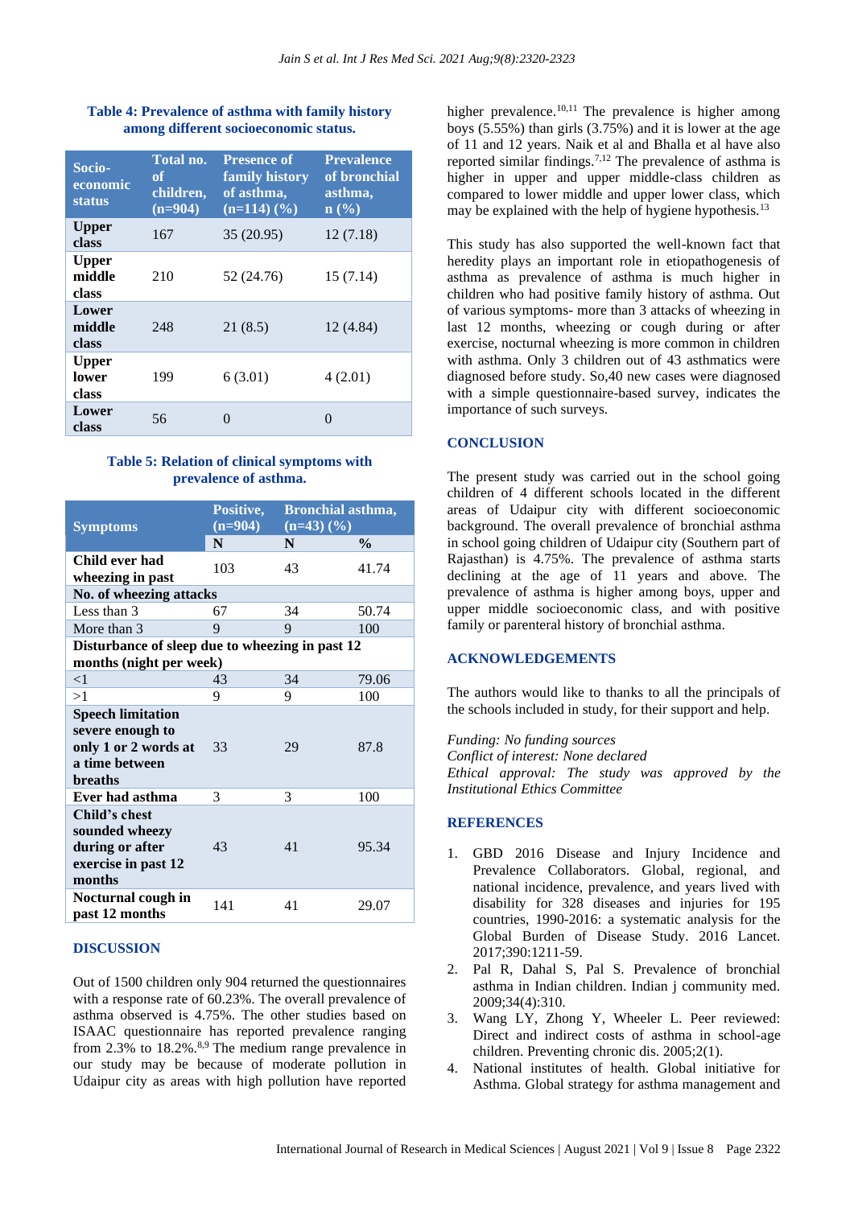**Table 4: Prevalence of asthma with family history among different socioeconomic status.**

| Socio-economic status | Total no. of children, (n=904) | Presence of family history of asthma, (n=114) (%) | Prevalence of bronchial asthma, n (%) |
|---|---|---|---|
| Upper class | 167 | 35 (20.95) | 12 (7.18) |
| Upper middle class | 210 | 52 (24.76) | 15 (7.14) |
| Lower middle class | 248 | 21 (8.5) | 12 (4.84) |
| Upper lower class | 199 | 6 (3.01) | 4 (2.01) |
| Lower class | 56 | 0 | 0 |

**Table 5: Relation of clinical symptoms with prevalence of asthma.**

| Symptoms | Positive, (n=904) | Bronchial asthma, (n=43) (%) | |
|---|---|---|---|
| | N | N | % |
| **Child ever had wheezing in past** | 103 | 43 | 41.74 |
| **No. of wheezing attacks** | | | |
| Less than 3 | 67 | 34 | 50.74 |
| More than 3 | 9 | 9 | 100 |
| **Disturbance of sleep due to wheezing in past 12 months (night per week)** | | | |
| <1 | 43 | 34 | 79.06 |
| >1 | 9 | 9 | 100 |
| **Speech limitation severe enough to only 1 or 2 words at a time between breaths** | 33 | 29 | 87.8 |
| **Ever had asthma** | 3 | 3 | 100 |
| **Child's chest sounded wheezy during or after exercise in past 12 months** | 43 | 41 | 95.34 |
| **Nocturnal cough in past 12 months** | 141 | 41 | 29.07 |

## DISCUSSION

Out of 1500 children only 904 returned the questionnaires with a response rate of 60.23%. The overall prevalence of asthma observed is 4.75%. The other studies based on ISAAC questionnaire has reported prevalence ranging from 2.3% to 18.2%.[8,9] The medium range prevalence in our study may be because of moderate pollution in Udaipur city as areas with high pollution have reported higher prevalence.[10,11] The prevalence is higher among boys (5.55%) than girls (3.75%) and it is lower at the age of 11 and 12 years. Naik et al and Bhalla et al have also reported similar findings.[7,12] The prevalence of asthma is higher in upper and upper middle-class children as compared to lower middle and upper lower class, which may be explained with the help of hygiene hypothesis.[13]

This study has also supported the well-known fact that heredity plays an important role in etiopathogenesis of asthma as prevalence of asthma is much higher in children who had positive family history of asthma. Out of various symptoms- more than 3 attacks of wheezing in last 12 months, wheezing or cough during or after exercise, nocturnal wheezing is more common in children with asthma. Only 3 children out of 43 asthmatics were diagnosed before study. So,40 new cases were diagnosed with a simple questionnaire-based survey, indicates the importance of such surveys.

## CONCLUSION

The present study was carried out in the school going children of 4 different schools located in the different areas of Udaipur city with different socioeconomic background. The overall prevalence of bronchial asthma in school going children of Udaipur city (Southern part of Rajasthan) is 4.75%. The prevalence of asthma starts declining at the age of 11 years and above. The prevalence of asthma is higher among boys, upper and upper middle socioeconomic class, and with positive family or parenteral history of bronchial asthma.

## ACKNOWLEDGEMENTS

The authors would like to thanks to all the principals of the schools included in study, for their support and help.

*Funding: No funding sources*
*Conflict of interest: None declared*
*Ethical approval: The study was approved by the Institutional Ethics Committee*

## REFERENCES

1. GBD 2016 Disease and Injury Incidence and Prevalence Collaborators. Global, regional, and national incidence, prevalence, and years lived with disability for 328 diseases and injuries for 195 countries, 1990-2016: a systematic analysis for the Global Burden of Disease Study. 2016 Lancet. 2017;390:1211-59.
2. Pal R, Dahal S, Pal S. Prevalence of bronchial asthma in Indian children. Indian j community med. 2009;34(4):310.
3. Wang LY, Zhong Y, Wheeler L. Peer reviewed: Direct and indirect costs of asthma in school-age children. Preventing chronic dis. 2005;2(1).
4. National institutes of health. Global initiative for Asthma. Global strategy for asthma management and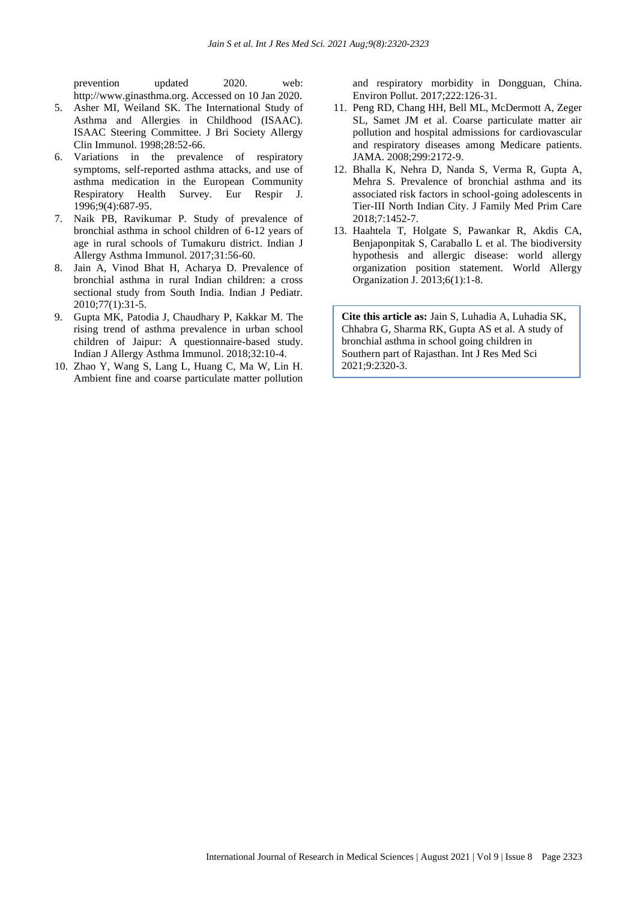prevention updated 2020. web: http://www.ginasthma.org. Accessed on 10 Jan 2020.

5. Asher MI, Weiland SK. The International Study of Asthma and Allergies in Childhood (ISAAC). ISAAC Steering Committee. J Bri Society Allergy Clin Immunol. 1998;28:52-66.
6. Variations in the prevalence of respiratory symptoms, self-reported asthma attacks, and use of asthma medication in the European Community Respiratory Health Survey. Eur Respir J. 1996;9(4):687-95.
7. Naik PB, Ravikumar P. Study of prevalence of bronchial asthma in school children of 6-12 years of age in rural schools of Tumakuru district. Indian J Allergy Asthma Immunol. 2017;31:56-60.
8. Jain A, Vinod Bhat H, Acharya D. Prevalence of bronchial asthma in rural Indian children: a cross sectional study from South India. Indian J Pediatr. 2010;77(1):31-5.
9. Gupta MK, Patodia J, Chaudhary P, Kakkar M. The rising trend of asthma prevalence in urban school children of Jaipur: A questionnaire-based study. Indian J Allergy Asthma Immunol. 2018;32:10-4.
10. Zhao Y, Wang S, Lang L, Huang C, Ma W, Lin H. Ambient fine and coarse particulate matter pollution and respiratory morbidity in Dongguan, China. Environ Pollut. 2017;222:126-31.
11. Peng RD, Chang HH, Bell ML, McDermott A, Zeger SL, Samet JM et al. Coarse particulate matter air pollution and hospital admissions for cardiovascular and respiratory diseases among Medicare patients. JAMA. 2008;299:2172-9.
12. Bhalla K, Nehra D, Nanda S, Verma R, Gupta A, Mehra S. Prevalence of bronchial asthma and its associated risk factors in school-going adolescents in Tier-III North Indian City. J Family Med Prim Care 2018;7:1452-7.
13. Haahtela T, Holgate S, Pawankar R, Akdis CA, Benjaponpitak S, Caraballo L et al. The biodiversity hypothesis and allergic disease: world allergy organization position statement. World Allergy Organization J. 2013;6(1):1-8.

**Cite this article as:** Jain S, Luhadia A, Luhadia SK, Chhabra G, Sharma RK, Gupta AS et al. A study of bronchial asthma in school going children in Southern part of Rajasthan. Int J Res Med Sci 2021;9:2320-3.